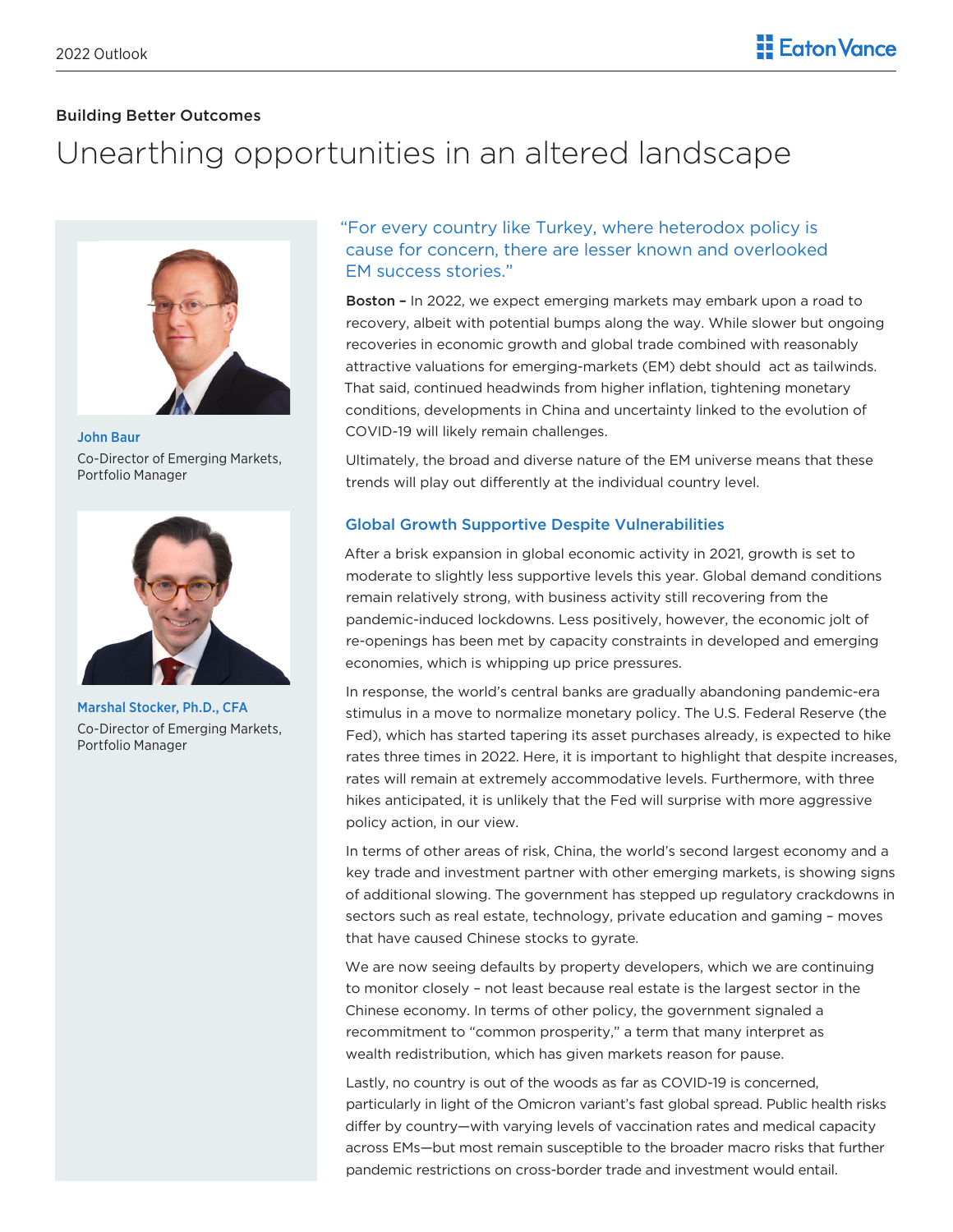Building Better Outcomes

# Unearthing opportunities in an altered landscape

**John Baur**
Co-Director of Emerging Markets, Portfolio Manager

**Marshal Stocker, Ph.D., CFA**
Co-Director of Emerging Markets, Portfolio Manager

> "For every country like Turkey, where heterodox policy is cause for concern, there are lesser known and overlooked EM success stories."

**Boston –** In 2022, we expect emerging markets may embark upon a road to recovery, albeit with potential bumps along the way. While slower but ongoing recoveries in economic growth and global trade combined with reasonably attractive valuations for emerging-markets (EM) debt should act as tailwinds. That said, continued headwinds from higher inflation, tightening monetary conditions, developments in China and uncertainty linked to the evolution of COVID-19 will likely remain challenges.

Ultimately, the broad and diverse nature of the EM universe means that these trends will play out differently at the individual country level.

## Global Growth Supportive Despite Vulnerabilities

After a brisk expansion in global economic activity in 2021, growth is set to moderate to slightly less supportive levels this year. Global demand conditions remain relatively strong, with business activity still recovering from the pandemic-induced lockdowns. Less positively, however, the economic jolt of re-openings has been met by capacity constraints in developed and emerging economies, which is whipping up price pressures.

In response, the world's central banks are gradually abandoning pandemic-era stimulus in a move to normalize monetary policy. The U.S. Federal Reserve (the Fed), which has started tapering its asset purchases already, is expected to hike rates three times in 2022. Here, it is important to highlight that despite increases, rates will remain at extremely accommodative levels. Furthermore, with three hikes anticipated, it is unlikely that the Fed will surprise with more aggressive policy action, in our view.

In terms of other areas of risk, China, the world's second largest economy and a key trade and investment partner with other emerging markets, is showing signs of additional slowing. The government has stepped up regulatory crackdowns in sectors such as real estate, technology, private education and gaming – moves that have caused Chinese stocks to gyrate.

We are now seeing defaults by property developers, which we are continuing to monitor closely – not least because real estate is the largest sector in the Chinese economy. In terms of other policy, the government signaled a recommitment to "common prosperity," a term that many interpret as wealth redistribution, which has given markets reason for pause.

Lastly, no country is out of the woods as far as COVID-19 is concerned, particularly in light of the Omicron variant's fast global spread. Public health risks differ by country—with varying levels of vaccination rates and medical capacity across EMs—but most remain susceptible to the broader macro risks that further pandemic restrictions on cross-border trade and investment would entail.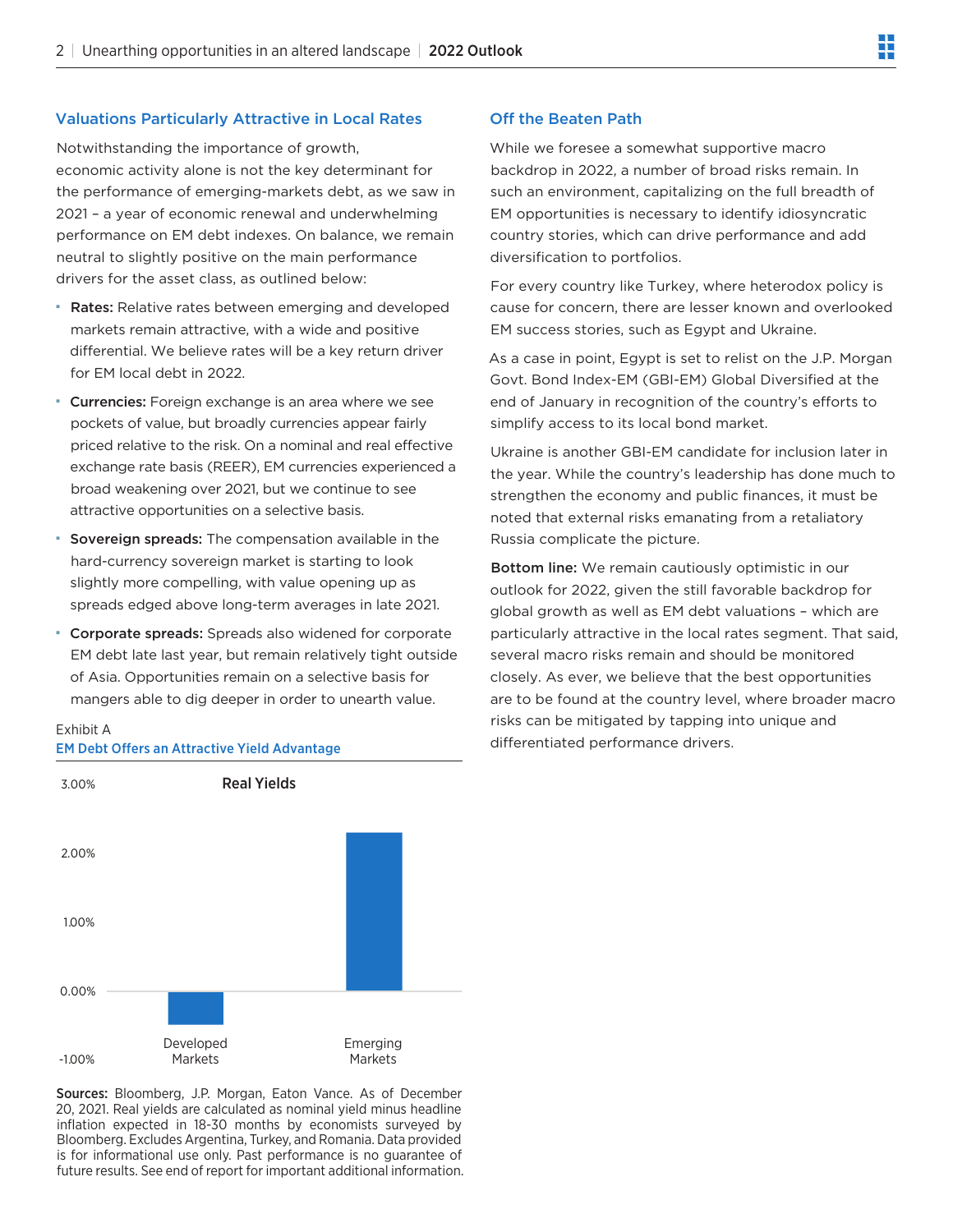## Valuations Particularly Attractive in Local Rates

Notwithstanding the importance of growth, economic activity alone is not the key determinant for the performance of emerging-markets debt, as we saw in 2021 – a year of economic renewal and underwhelming performance on EM debt indexes. On balance, we remain neutral to slightly positive on the main performance drivers for the asset class, as outlined below:

- **Rates:** Relative rates between emerging and developed markets remain attractive, with a wide and positive differential. We believe rates will be a key return driver for EM local debt in 2022.
- **Currencies:** Foreign exchange is an area where we see pockets of value, but broadly currencies appear fairly priced relative to the risk. On a nominal and real effective exchange rate basis (REER), EM currencies experienced a broad weakening over 2021, but we continue to see attractive opportunities on a selective basis.
- **Sovereign spreads:** The compensation available in the hard-currency sovereign market is starting to look slightly more compelling, with value opening up as spreads edged above long-term averages in late 2021.
- **Corporate spreads:** Spreads also widened for corporate EM debt late last year, but remain relatively tight outside of Asia. Opportunities remain on a selective basis for mangers able to dig deeper in order to unearth value.

Exhibit A

**EM Debt Offers an Attractive Yield Advantage**

Real Yields

| | Real Yields |
|---|---|
| Developed Markets | approx. -0.50% |
| Emerging Markets | approx. 2.30% |

**Sources:** Bloomberg, J.P. Morgan, Eaton Vance. As of December 20, 2021. Real yields are calculated as nominal yield minus headline inflation expected in 18-30 months by economists surveyed by Bloomberg. Excludes Argentina, Turkey, and Romania. Data provided is for informational use only. Past performance is no guarantee of future results. See end of report for important additional information.

## Off the Beaten Path

While we foresee a somewhat supportive macro backdrop in 2022, a number of broad risks remain. In such an environment, capitalizing on the full breadth of EM opportunities is necessary to identify idiosyncratic country stories, which can drive performance and add diversification to portfolios.

For every country like Turkey, where heterodox policy is cause for concern, there are lesser known and overlooked EM success stories, such as Egypt and Ukraine.

As a case in point, Egypt is set to relist on the J.P. Morgan Govt. Bond Index-EM (GBI-EM) Global Diversified at the end of January in recognition of the country's efforts to simplify access to its local bond market.

Ukraine is another GBI-EM candidate for inclusion later in the year. While the country's leadership has done much to strengthen the economy and public finances, it must be noted that external risks emanating from a retaliatory Russia complicate the picture.

**Bottom line:** We remain cautiously optimistic in our outlook for 2022, given the still favorable backdrop for global growth as well as EM debt valuations – which are particularly attractive in the local rates segment. That said, several macro risks remain and should be monitored closely. As ever, we believe that the best opportunities are to be found at the country level, where broader macro risks can be mitigated by tapping into unique and differentiated performance drivers.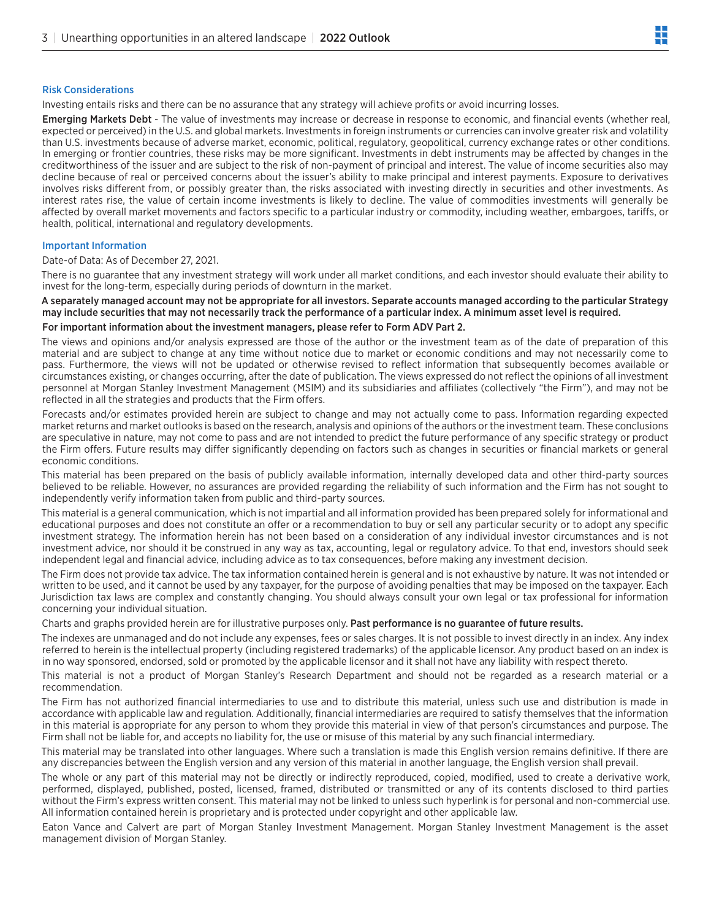### Risk Considerations

Investing entails risks and there can be no assurance that any strategy will achieve profits or avoid incurring losses.

**Emerging Markets Debt** - The value of investments may increase or decrease in response to economic, and financial events (whether real, expected or perceived) in the U.S. and global markets. Investments in foreign instruments or currencies can involve greater risk and volatility than U.S. investments because of adverse market, economic, political, regulatory, geopolitical, currency exchange rates or other conditions. In emerging or frontier countries, these risks may be more significant. Investments in debt instruments may be affected by changes in the creditworthiness of the issuer and are subject to the risk of non-payment of principal and interest. The value of income securities also may decline because of real or perceived concerns about the issuer's ability to make principal and interest payments. Exposure to derivatives involves risks different from, or possibly greater than, the risks associated with investing directly in securities and other investments. As interest rates rise, the value of certain income investments is likely to decline. The value of commodities investments will generally be affected by overall market movements and factors specific to a particular industry or commodity, including weather, embargoes, tariffs, or health, political, international and regulatory developments.

### Important Information

Date-of Data: As of December 27, 2021.

There is no guarantee that any investment strategy will work under all market conditions, and each investor should evaluate their ability to invest for the long-term, especially during periods of downturn in the market.

**A separately managed account may not be appropriate for all investors. Separate accounts managed according to the particular Strategy may include securities that may not necessarily track the performance of a particular index. A minimum asset level is required.**

**For important information about the investment managers, please refer to Form ADV Part 2.**

The views and opinions and/or analysis expressed are those of the author or the investment team as of the date of preparation of this material and are subject to change at any time without notice due to market or economic conditions and may not necessarily come to pass. Furthermore, the views will not be updated or otherwise revised to reflect information that subsequently becomes available or circumstances existing, or changes occurring, after the date of publication. The views expressed do not reflect the opinions of all investment personnel at Morgan Stanley Investment Management (MSIM) and its subsidiaries and affiliates (collectively "the Firm"), and may not be reflected in all the strategies and products that the Firm offers.

Forecasts and/or estimates provided herein are subject to change and may not actually come to pass. Information regarding expected market returns and market outlooks is based on the research, analysis and opinions of the authors or the investment team. These conclusions are speculative in nature, may not come to pass and are not intended to predict the future performance of any specific strategy or product the Firm offers. Future results may differ significantly depending on factors such as changes in securities or financial markets or general economic conditions.

This material has been prepared on the basis of publicly available information, internally developed data and other third-party sources believed to be reliable. However, no assurances are provided regarding the reliability of such information and the Firm has not sought to independently verify information taken from public and third-party sources.

This material is a general communication, which is not impartial and all information provided has been prepared solely for informational and educational purposes and does not constitute an offer or a recommendation to buy or sell any particular security or to adopt any specific investment strategy. The information herein has not been based on a consideration of any individual investor circumstances and is not investment advice, nor should it be construed in any way as tax, accounting, legal or regulatory advice. To that end, investors should seek independent legal and financial advice, including advice as to tax consequences, before making any investment decision.

The Firm does not provide tax advice. The tax information contained herein is general and is not exhaustive by nature. It was not intended or written to be used, and it cannot be used by any taxpayer, for the purpose of avoiding penalties that may be imposed on the taxpayer. Each Jurisdiction tax laws are complex and constantly changing. You should always consult your own legal or tax professional for information concerning your individual situation.

Charts and graphs provided herein are for illustrative purposes only. **Past performance is no guarantee of future results.**

The indexes are unmanaged and do not include any expenses, fees or sales charges. It is not possible to invest directly in an index. Any index referred to herein is the intellectual property (including registered trademarks) of the applicable licensor. Any product based on an index is in no way sponsored, endorsed, sold or promoted by the applicable licensor and it shall not have any liability with respect thereto.

This material is not a product of Morgan Stanley's Research Department and should not be regarded as a research material or a recommendation.

The Firm has not authorized financial intermediaries to use and to distribute this material, unless such use and distribution is made in accordance with applicable law and regulation. Additionally, financial intermediaries are required to satisfy themselves that the information in this material is appropriate for any person to whom they provide this material in view of that person's circumstances and purpose. The Firm shall not be liable for, and accepts no liability for, the use or misuse of this material by any such financial intermediary.

This material may be translated into other languages. Where such a translation is made this English version remains definitive. If there are any discrepancies between the English version and any version of this material in another language, the English version shall prevail.

The whole or any part of this material may not be directly or indirectly reproduced, copied, modified, used to create a derivative work, performed, displayed, published, posted, licensed, framed, distributed or transmitted or any of its contents disclosed to third parties without the Firm's express written consent. This material may not be linked to unless such hyperlink is for personal and non-commercial use. All information contained herein is proprietary and is protected under copyright and other applicable law.

Eaton Vance and Calvert are part of Morgan Stanley Investment Management. Morgan Stanley Investment Management is the asset management division of Morgan Stanley.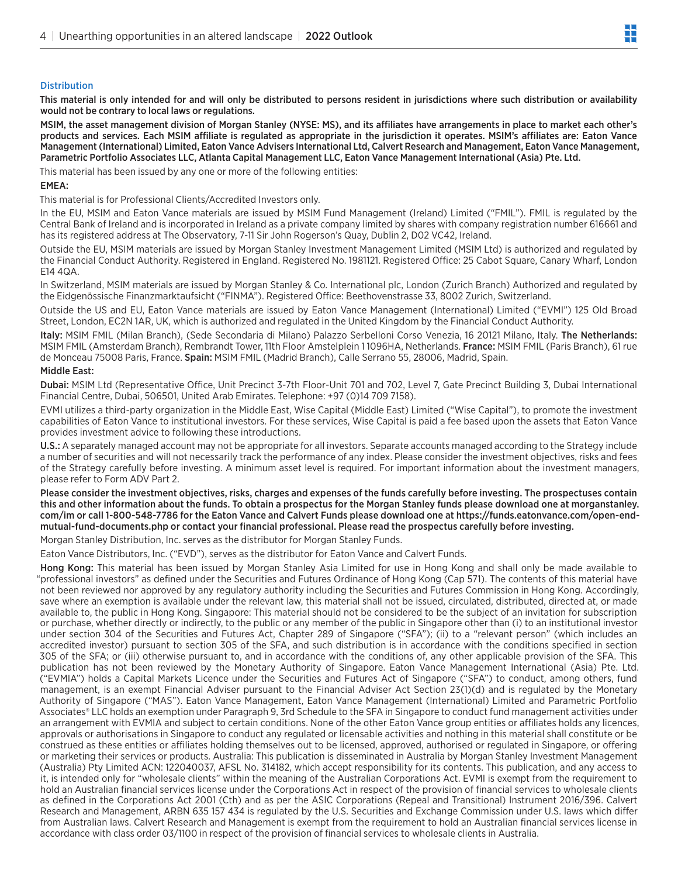### Distribution

**This material is only intended for and will only be distributed to persons resident in jurisdictions where such distribution or availability would not be contrary to local laws or regulations.**

**MSIM, the asset management division of Morgan Stanley (NYSE: MS), and its affiliates have arrangements in place to market each other's products and services. Each MSIM affiliate is regulated as appropriate in the jurisdiction it operates. MSIM's affiliates are: Eaton Vance Management (International) Limited, Eaton Vance Advisers International Ltd, Calvert Research and Management, Eaton Vance Management, Parametric Portfolio Associates LLC, Atlanta Capital Management LLC, Eaton Vance Management International (Asia) Pte. Ltd.**

This material has been issued by any one or more of the following entities:

**EMEA:**

This material is for Professional Clients/Accredited Investors only.

In the EU, MSIM and Eaton Vance materials are issued by MSIM Fund Management (Ireland) Limited ("FMIL"). FMIL is regulated by the Central Bank of Ireland and is incorporated in Ireland as a private company limited by shares with company registration number 616661 and has its registered address at The Observatory, 7-11 Sir John Rogerson's Quay, Dublin 2, D02 VC42, Ireland.

Outside the EU, MSIM materials are issued by Morgan Stanley Investment Management Limited (MSIM Ltd) is authorized and regulated by the Financial Conduct Authority. Registered in England. Registered No. 1981121. Registered Office: 25 Cabot Square, Canary Wharf, London E14 4QA.

In Switzerland, MSIM materials are issued by Morgan Stanley & Co. International plc, London (Zurich Branch) Authorized and regulated by the Eidgenössische Finanzmarktaufsicht ("FINMA"). Registered Office: Beethovenstrasse 33, 8002 Zurich, Switzerland.

Outside the US and EU, Eaton Vance materials are issued by Eaton Vance Management (International) Limited ("EVMI") 125 Old Broad Street, London, EC2N 1AR, UK, which is authorized and regulated in the United Kingdom by the Financial Conduct Authority.

**Italy:** MSIM FMIL (Milan Branch), (Sede Secondaria di Milano) Palazzo Serbelloni Corso Venezia, 16 20121 Milano, Italy. **The Netherlands:** MSIM FMIL (Amsterdam Branch), Rembrandt Tower, 11th Floor Amstelplein 1 1096HA, Netherlands. **France:** MSIM FMIL (Paris Branch), 61 rue de Monceau 75008 Paris, France. **Spain:** MSIM FMIL (Madrid Branch), Calle Serrano 55, 28006, Madrid, Spain.

**Middle East:**

**Dubai:** MSIM Ltd (Representative Office, Unit Precinct 3-7th Floor-Unit 701 and 702, Level 7, Gate Precinct Building 3, Dubai International Financial Centre, Dubai, 506501, United Arab Emirates. Telephone: +97 (0)14 709 7158).

EVMI utilizes a third-party organization in the Middle East, Wise Capital (Middle East) Limited ("Wise Capital"), to promote the investment capabilities of Eaton Vance to institutional investors. For these services, Wise Capital is paid a fee based upon the assets that Eaton Vance provides investment advice to following these introductions.

**U.S.:** A separately managed account may not be appropriate for all investors. Separate accounts managed according to the Strategy include a number of securities and will not necessarily track the performance of any index. Please consider the investment objectives, risks and fees of the Strategy carefully before investing. A minimum asset level is required. For important information about the investment managers, please refer to Form ADV Part 2.

**Please consider the investment objectives, risks, charges and expenses of the funds carefully before investing. The prospectuses contain this and other information about the funds. To obtain a prospectus for the Morgan Stanley funds please download one at morganstanley.com/im or call 1-800-548-7786 for the Eaton Vance and Calvert Funds please download one at https://funds.eatonvance.com/open-end-mutual-fund-documents.php or contact your financial professional. Please read the prospectus carefully before investing.**

Morgan Stanley Distribution, Inc. serves as the distributor for Morgan Stanley Funds.

Eaton Vance Distributors, Inc. ("EVD"), serves as the distributor for Eaton Vance and Calvert Funds.

**Hong Kong:** This material has been issued by Morgan Stanley Asia Limited for use in Hong Kong and shall only be made available to "professional investors" as defined under the Securities and Futures Ordinance of Hong Kong (Cap 571). The contents of this material have not been reviewed nor approved by any regulatory authority including the Securities and Futures Commission in Hong Kong. Accordingly, save where an exemption is available under the relevant law, this material shall not be issued, circulated, distributed, directed at, or made available to, the public in Hong Kong. Singapore: This material should not be considered to be the subject of an invitation for subscription or purchase, whether directly or indirectly, to the public or any member of the public in Singapore other than (i) to an institutional investor under section 304 of the Securities and Futures Act, Chapter 289 of Singapore ("SFA"); (ii) to a "relevant person" (which includes an accredited investor) pursuant to section 305 of the SFA, and such distribution is in accordance with the conditions specified in section 305 of the SFA; or (iii) otherwise pursuant to, and in accordance with the conditions of, any other applicable provision of the SFA. This publication has not been reviewed by the Monetary Authority of Singapore. Eaton Vance Management International (Asia) Pte. Ltd. ("EVMIA") holds a Capital Markets Licence under the Securities and Futures Act of Singapore ("SFA") to conduct, among others, fund management, is an exempt Financial Adviser pursuant to the Financial Adviser Act Section 23(1)(d) and is regulated by the Monetary Authority of Singapore ("MAS"). Eaton Vance Management, Eaton Vance Management (International) Limited and Parametric Portfolio Associates® LLC holds an exemption under Paragraph 9, 3rd Schedule to the SFA in Singapore to conduct fund management activities under an arrangement with EVMIA and subject to certain conditions. None of the other Eaton Vance group entities or affiliates holds any licences, approvals or authorisations in Singapore to conduct any regulated or licensable activities and nothing in this material shall constitute or be construed as these entities or affiliates holding themselves out to be licensed, approved, authorised or regulated in Singapore, or offering or marketing their services or products. Australia: This publication is disseminated in Australia by Morgan Stanley Investment Management (Australia) Pty Limited ACN: 122040037, AFSL No. 314182, which accept responsibility for its contents. This publication, and any access to it, is intended only for "wholesale clients" within the meaning of the Australian Corporations Act. EVMI is exempt from the requirement to hold an Australian financial services license under the Corporations Act in respect of the provision of financial services to wholesale clients as defined in the Corporations Act 2001 (Cth) and as per the ASIC Corporations (Repeal and Transitional) Instrument 2016/396. Calvert Research and Management, ARBN 635 157 434 is regulated by the U.S. Securities and Exchange Commission under U.S. laws which differ from Australian laws. Calvert Research and Management is exempt from the requirement to hold an Australian financial services license in accordance with class order 03/1100 in respect of the provision of financial services to wholesale clients in Australia.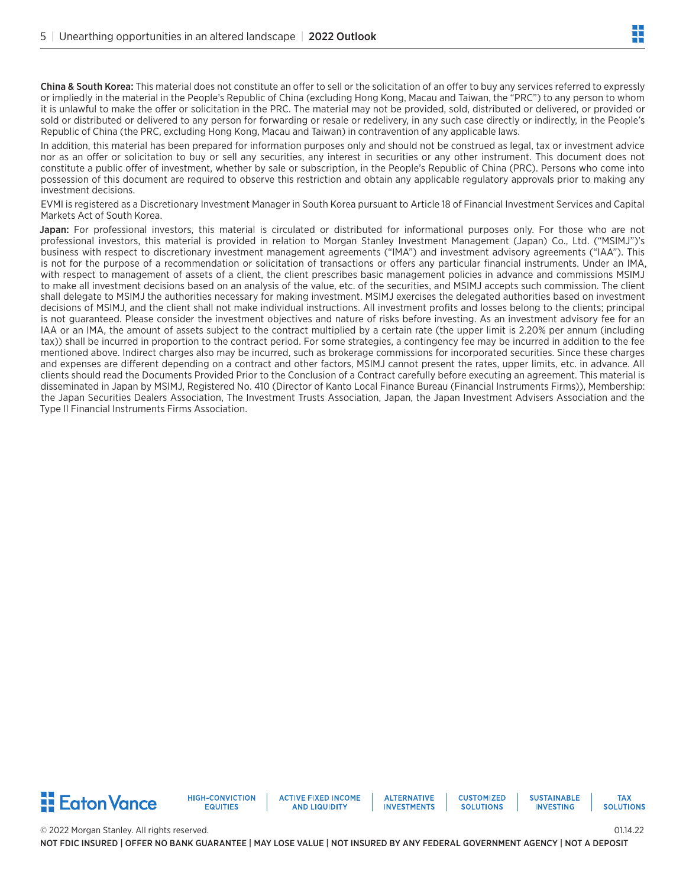**China & South Korea:** This material does not constitute an offer to sell or the solicitation of an offer to buy any services referred to expressly or impliedly in the material in the People's Republic of China (excluding Hong Kong, Macau and Taiwan, the "PRC") to any person to whom it is unlawful to make the offer or solicitation in the PRC. The material may not be provided, sold, distributed or delivered, or provided or sold or distributed or delivered to any person for forwarding or resale or redelivery, in any such case directly or indirectly, in the People's Republic of China (the PRC, excluding Hong Kong, Macau and Taiwan) in contravention of any applicable laws.

In addition, this material has been prepared for information purposes only and should not be construed as legal, tax or investment advice nor as an offer or solicitation to buy or sell any securities, any interest in securities or any other instrument. This document does not constitute a public offer of investment, whether by sale or subscription, in the People's Republic of China (PRC). Persons who come into possession of this document are required to observe this restriction and obtain any applicable regulatory approvals prior to making any investment decisions.

EVMI is registered as a Discretionary Investment Manager in South Korea pursuant to Article 18 of Financial Investment Services and Capital Markets Act of South Korea.

**Japan:** For professional investors, this material is circulated or distributed for informational purposes only. For those who are not professional investors, this material is provided in relation to Morgan Stanley Investment Management (Japan) Co., Ltd. ("MSIMJ")'s business with respect to discretionary investment management agreements ("IMA") and investment advisory agreements ("IAA"). This is not for the purpose of a recommendation or solicitation of transactions or offers any particular financial instruments. Under an IMA, with respect to management of assets of a client, the client prescribes basic management policies in advance and commissions MSIMJ to make all investment decisions based on an analysis of the value, etc. of the securities, and MSIMJ accepts such commission. The client shall delegate to MSIMJ the authorities necessary for making investment. MSIMJ exercises the delegated authorities based on investment decisions of MSIMJ, and the client shall not make individual instructions. All investment profits and losses belong to the clients; principal is not guaranteed. Please consider the investment objectives and nature of risks before investing. As an investment advisory fee for an IAA or an IMA, the amount of assets subject to the contract multiplied by a certain rate (the upper limit is 2.20% per annum (including tax)) shall be incurred in proportion to the contract period. For some strategies, a contingency fee may be incurred in addition to the fee mentioned above. Indirect charges also may be incurred, such as brokerage commissions for incorporated securities. Since these charges and expenses are different depending on a contract and other factors, MSIMJ cannot present the rates, upper limits, etc. in advance. All clients should read the Documents Provided Prior to the Conclusion of a Contract carefully before executing an agreement. This material is disseminated in Japan by MSIMJ, Registered No. 410 (Director of Kanto Local Finance Bureau (Financial Instruments Firms)), Membership: the Japan Securities Dealers Association, The Investment Trusts Association, Japan, the Japan Investment Advisers Association and the Type II Financial Instruments Firms Association.

Eaton Vance

HIGH-CONVICTION EQUITIES | ACTIVE FIXED INCOME AND LIQUIDITY | ALTERNATIVE INVESTMENTS | CUSTOMIZED SOLUTIONS | SUSTAINABLE INVESTING | TAX SOLUTIONS

© 2022 Morgan Stanley. All rights reserved. 01.14.22

NOT FDIC INSURED | OFFER NO BANK GUARANTEE | MAY LOSE VALUE | NOT INSURED BY ANY FEDERAL GOVERNMENT AGENCY | NOT A DEPOSIT